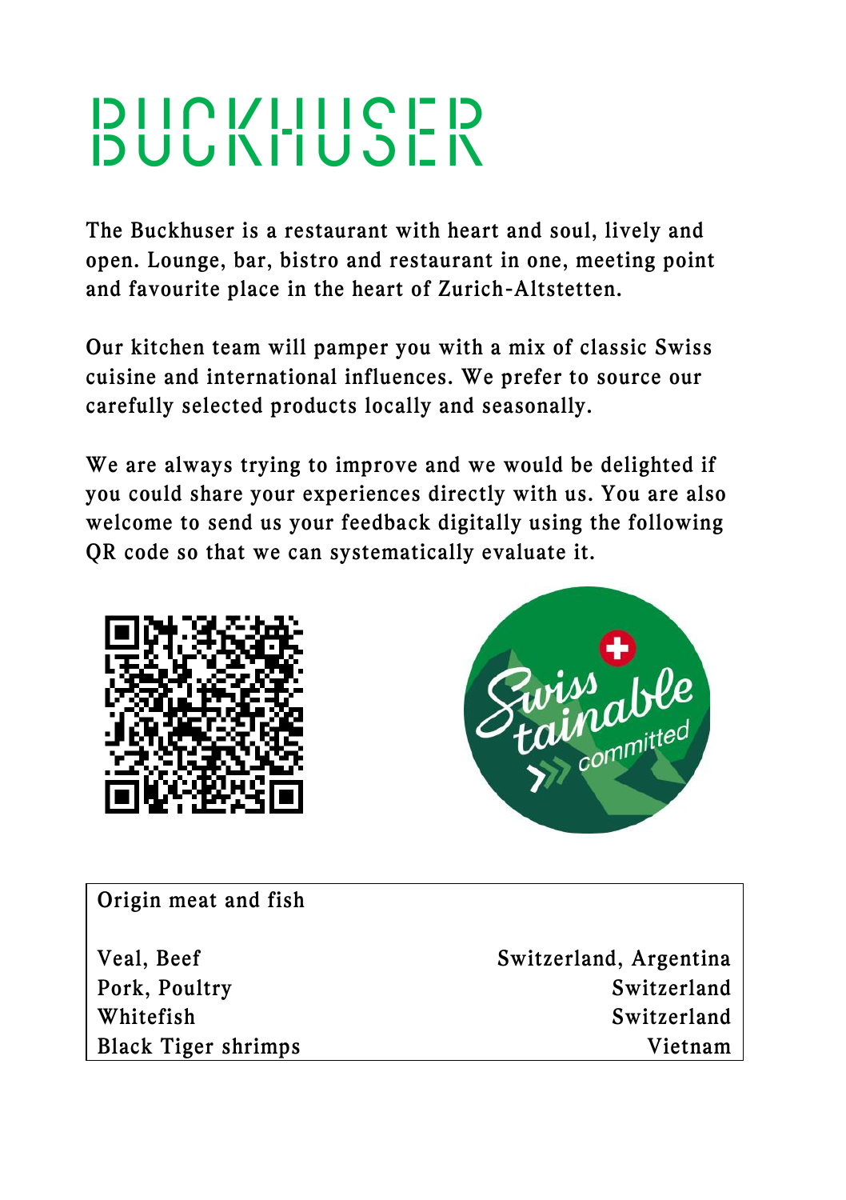# BUCKHUSER

The Buckhuser is a restaurant with heart and soul, lively and open. Lounge, bar, bistro and restaurant in one, meeting point and favourite place in the heart of Zurich-Altstetten.

Our kitchen team will pamper you with a mix of classic Swiss cuisine and international influences. We prefer to source our carefully selected products locally and seasonally.

We are always trying to improve and we would be delighted if you could share your experiences directly with us. You are also welcome to send us your feedback digitally using the following QR code so that we can systematically evaluate it.

| Origin meat and fish | |
|---|---|
| Veal, Beef | Switzerland, Argentina |
| Pork, Poultry | Switzerland |
| Whitefish | Switzerland |
| Black Tiger shrimps | Vietnam |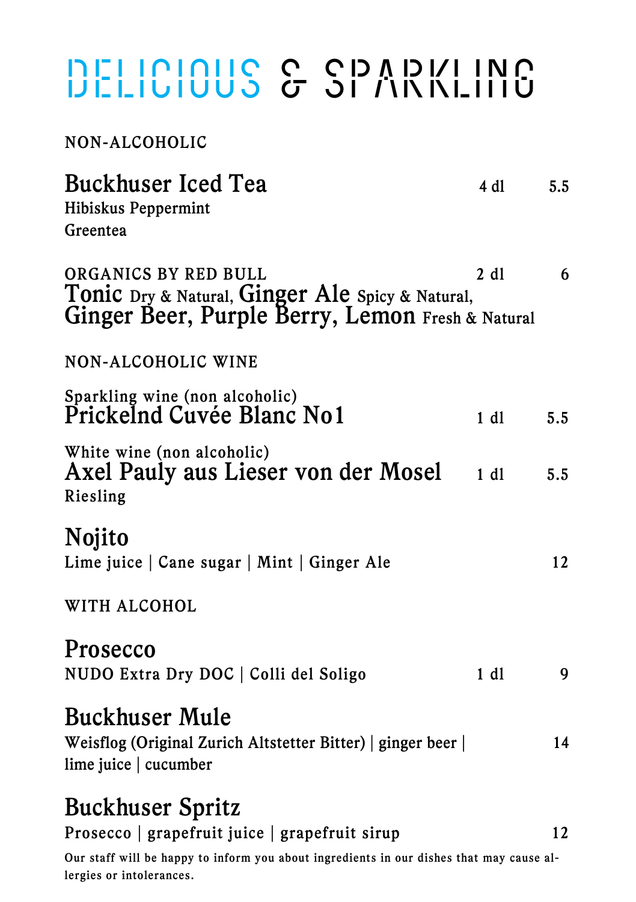# DELICIOUS & SPARKLING

## NON-ALCOHOLIC

### Buckhuser Iced Tea — 4 dl — 5.5

Hibiskus Peppermint
Greentea

ORGANICS BY RED BULL — 2 dl — 6

**Tonic** Dry & Natural, **Ginger Ale** Spicy & Natural, **Ginger Beer, Purple Berry, Lemon** Fresh & Natural

## NON-ALCOHOLIC WINE

Sparkling wine (non alcoholic)

### Prickelnd Cuvée Blanc No1 — 1 dl — 5.5

White wine (non alcoholic)

### Axel Pauly aus Lieser von der Mosel — 1 dl — 5.5

Riesling

### Nojito — 12

Lime juice | Cane sugar | Mint | Ginger Ale

## WITH ALCOHOL

### Prosecco

NUDO Extra Dry DOC | Colli del Soligo — 1 dl — 9

### Buckhuser Mule — 14

Weisflog (Original Zurich Altstetter Bitter) | ginger beer | lime juice | cucumber

### Buckhuser Spritz — 12

Prosecco | grapefruit juice | grapefruit sirup

Our staff will be happy to inform you about ingredients in our dishes that may cause allergies or intolerances.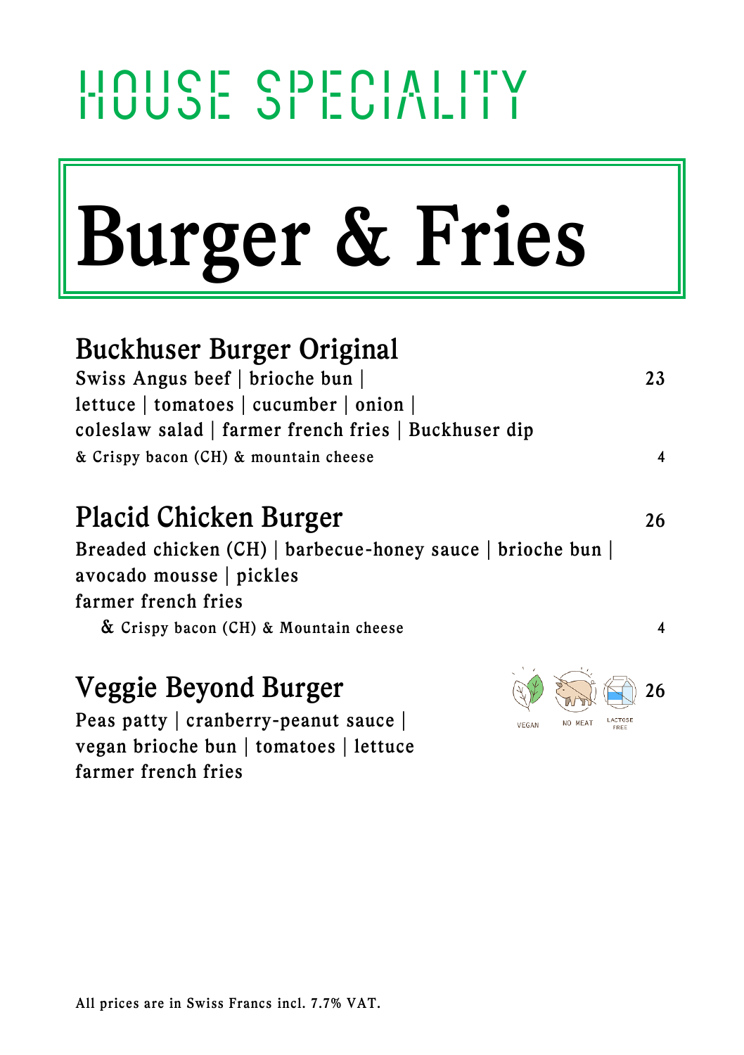# HOUSE SPECIALITY

# Burger & Fries

## Buckhuser Burger Original

Swiss Angus beef | brioche bun | lettuce | tomatoes | cucumber | onion | coleslaw salad | farmer french fries | Buckhuser dip — 23

& Crispy bacon (CH) & mountain cheese — 4

## Placid Chicken Burger — 26

Breaded chicken (CH) | barbecue-honey sauce | brioche bun | avocado mousse | pickles
farmer french fries

& Crispy bacon (CH) & Mountain cheese — 4

## Veggie Beyond Burger — 26

VEGAN · NO MEAT · LACTOSE FREE

Peas patty | cranberry-peanut sauce | vegan brioche bun | tomatoes | lettuce
farmer french fries

All prices are in Swiss Francs incl. 7.7% VAT.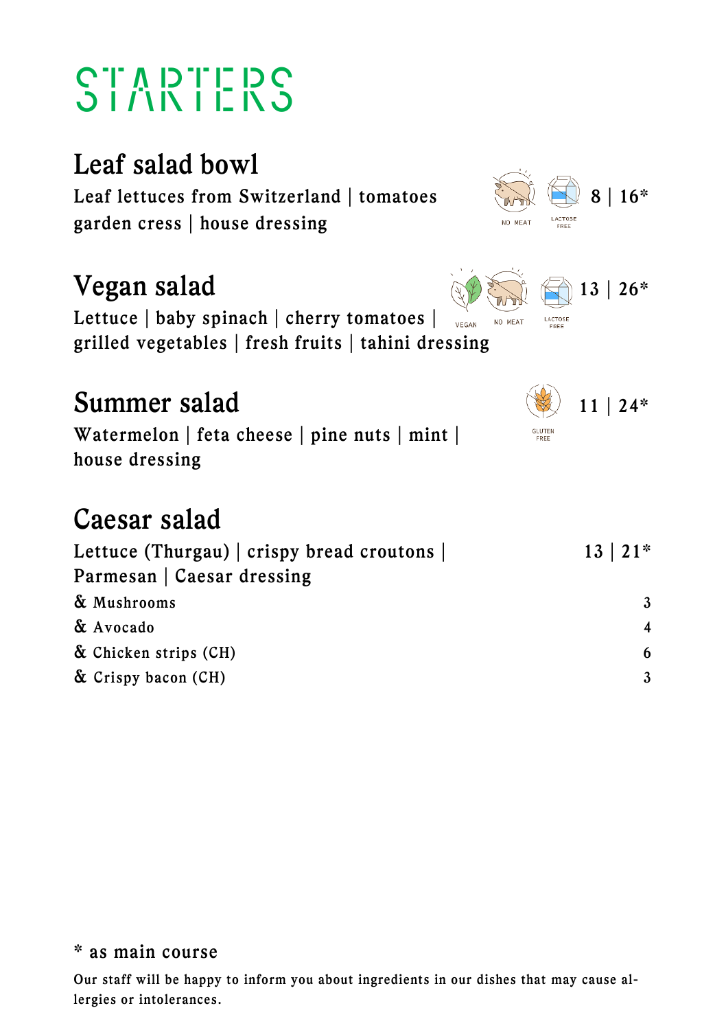# STARTERS

## Leaf salad bowl

Leaf lettuces from Switzerland | tomatoes
garden cress | house dressing

NO MEAT · LACTOSE FREE — 8 | 16*

## Vegan salad

Lettuce | baby spinach | cherry tomatoes |
grilled vegetables | fresh fruits | tahini dressing

VEGAN · NO MEAT · LACTOSE FREE — 13 | 26*

## Summer salad

Watermelon | feta cheese | pine nuts | mint |
house dressing

GLUTEN FREE — 11 | 24*

## Caesar salad

Lettuce (Thurgau) | crispy bread croutons |
Parmesan | Caesar dressing — 13 | 21*

| | |
|---|---|
| & Mushrooms | 3 |
| & Avocado | 4 |
| & Chicken strips (CH) | 6 |
| & Crispy bacon (CH) | 3 |

* as main course

Our staff will be happy to inform you about ingredients in our dishes that may cause allergies or intolerances.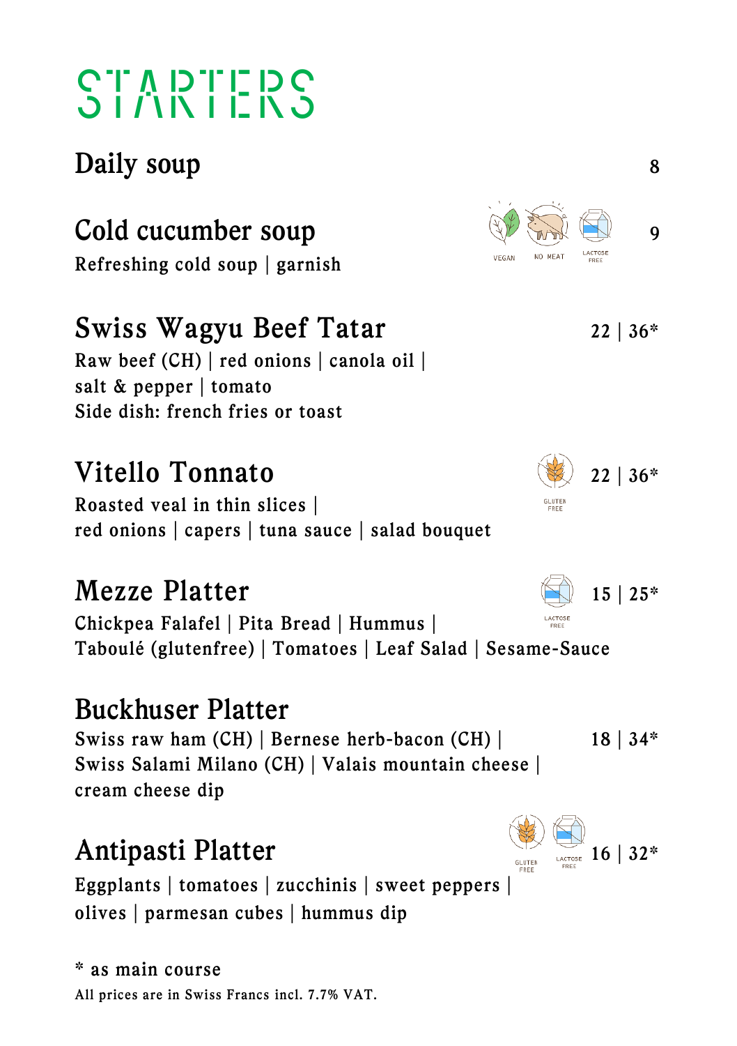# STARTERS

## Daily soup
8

## Cold cucumber soup
VEGAN · NO MEAT · LACTOSE FREE — 9

Refreshing cold soup | garnish

## Swiss Wagyu Beef Tatar
22 | 36*

Raw beef (CH) | red onions | canola oil |
salt & pepper | tomato
Side dish: french fries or toast

## Vitello Tonnato
GLUTEN FREE — 22 | 36*

Roasted veal in thin slices |
red onions | capers | tuna sauce | salad bouquet

## Mezze Platter
LACTOSE FREE — 15 | 25*

Chickpea Falafel | Pita Bread | Hummus |
Taboulé (glutenfree) | Tomatoes | Leaf Salad | Sesame-Sauce

## Buckhuser Platter
18 | 34*

Swiss raw ham (CH) | Bernese herb-bacon (CH) |
Swiss Salami Milano (CH) | Valais mountain cheese |
cream cheese dip

## Antipasti Platter
GLUTEN FREE · LACTOSE FREE — 16 | 32*

Eggplants | tomatoes | zucchinis | sweet peppers |
olives | parmesan cubes | hummus dip

* as main course

All prices are in Swiss Francs incl. 7.7% VAT.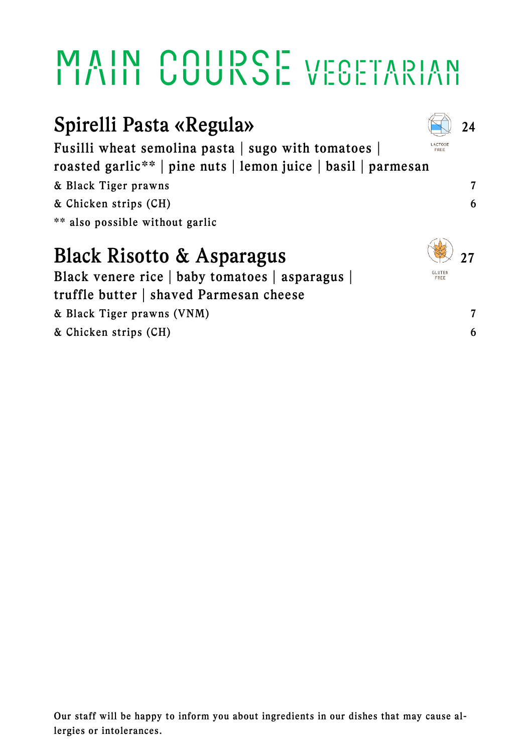# MAIN COURSE VEGETARIAN

## Spirelli Pasta «Regula» 24

LACTOSE FREE

Fusilli wheat semolina pasta | sugo with tomatoes | roasted garlic** | pine nuts | lemon juice | basil | parmesan

& Black Tiger prawns 7

& Chicken strips (CH) 6

** also possible without garlic

## Black Risotto & Asparagus 27

GLUTEN FREE

Black venere rice | baby tomatoes | asparagus | truffle butter | shaved Parmesan cheese

& Black Tiger prawns (VNM) 7

& Chicken strips (CH) 6

Our staff will be happy to inform you about ingredients in our dishes that may cause allergies or intolerances.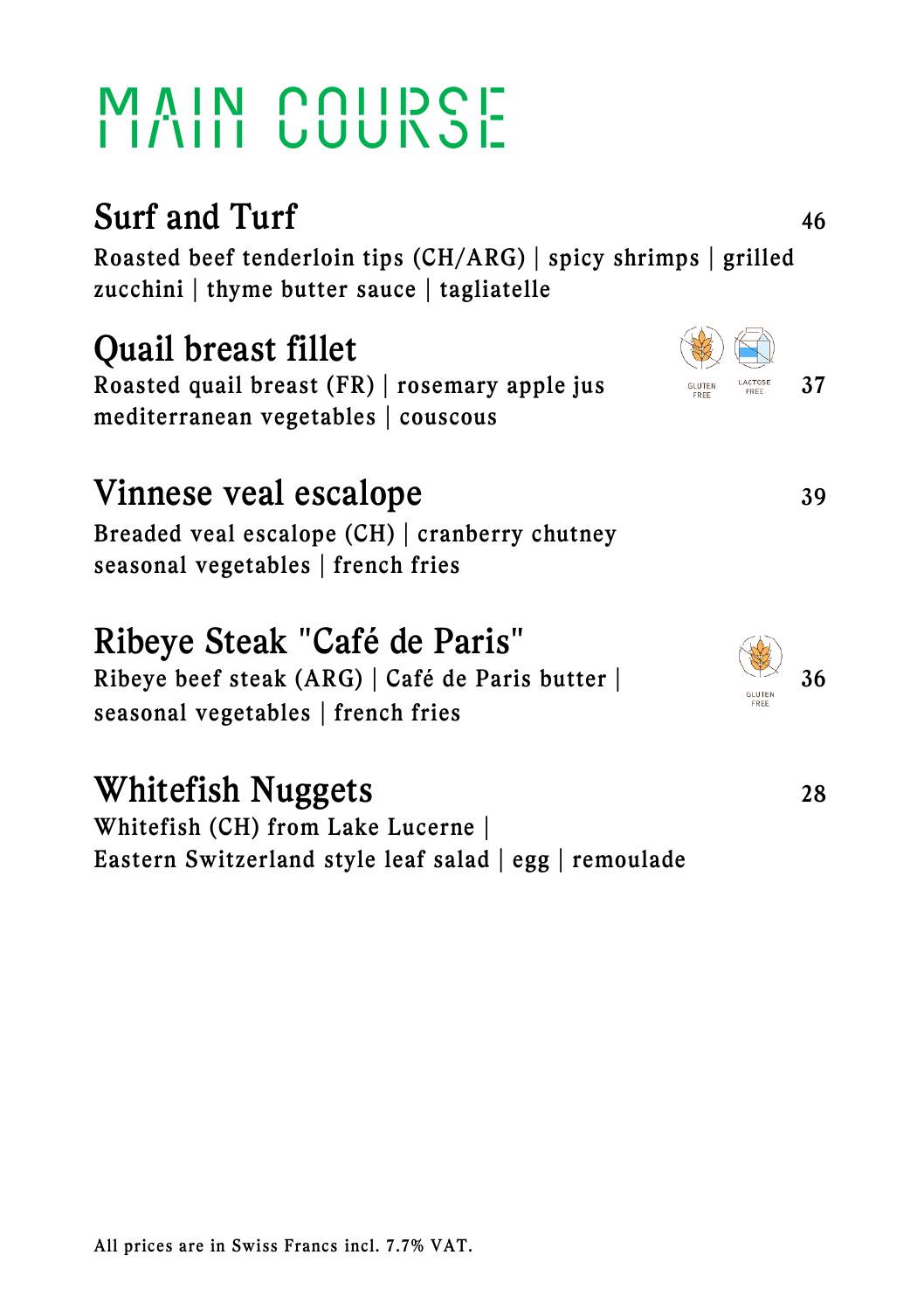# MAIN COURSE

## Surf and Turf

46

Roasted beef tenderloin tips (CH/ARG) | spicy shrimps | grilled zucchini | thyme butter sauce | tagliatelle

## Quail breast fillet

GLUTEN FREE | LACTOSE FREE

37

Roasted quail breast (FR) | rosemary apple jus
mediterranean vegetables | couscous

## Vinnese veal escalope

39

Breaded veal escalope (CH) | cranberry chutney
seasonal vegetables | french fries

## Ribeye Steak "Café de Paris"

GLUTEN FREE

36

Ribeye beef steak (ARG) | Café de Paris butter |
seasonal vegetables | french fries

## Whitefish Nuggets

28

Whitefish (CH) from Lake Lucerne |
Eastern Switzerland style leaf salad | egg | remoulade

All prices are in Swiss Francs incl. 7.7% VAT.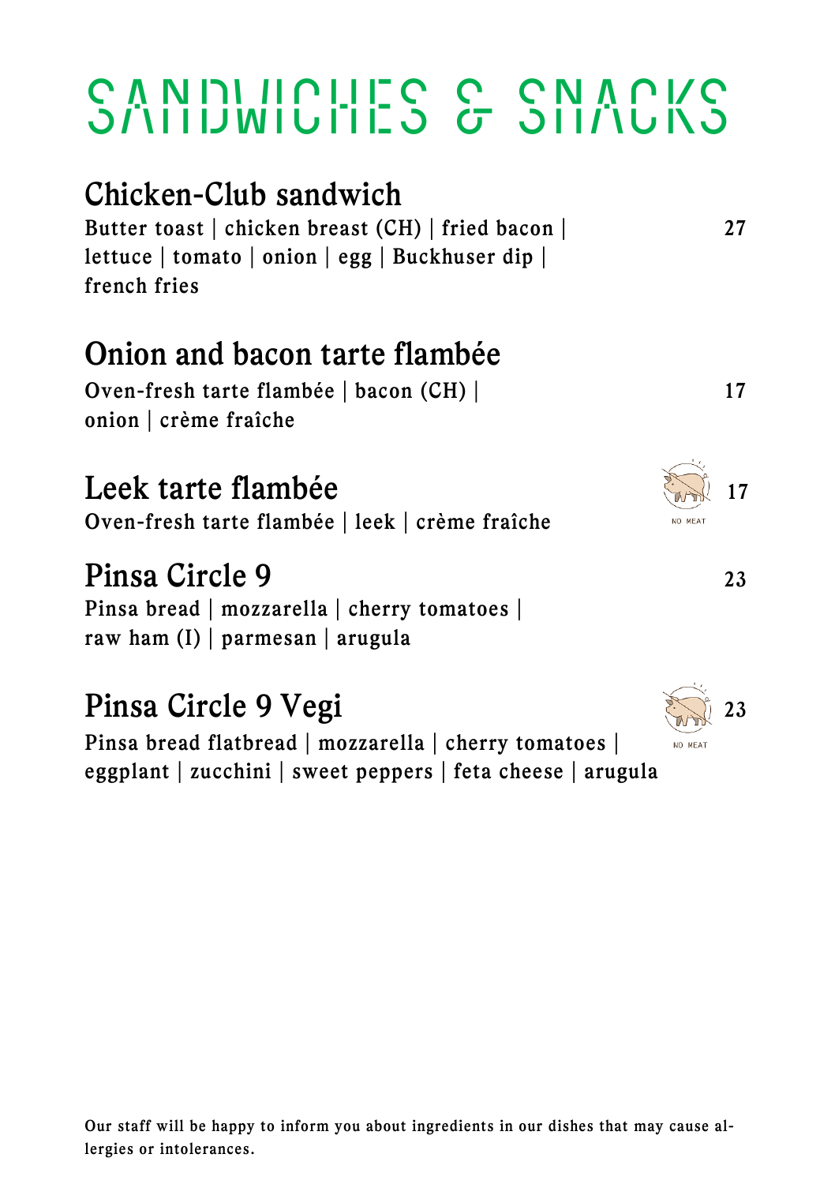# SANDWICHES & SNACKS

## Chicken-Club sandwich

Butter toast | chicken breast (CH) | fried bacon | lettuce | tomato | onion | egg | Buckhuser dip | french fries

27

## Onion and bacon tarte flambée

Oven-fresh tarte flambée | bacon (CH) | onion | crème fraîche

17

## Leek tarte flambée

Oven-fresh tarte flambée | leek | crème fraîche

NO MEAT

17

## Pinsa Circle 9

Pinsa bread | mozzarella | cherry tomatoes | raw ham (I) | parmesan | arugula

23

## Pinsa Circle 9 Vegi

Pinsa bread flatbread | mozzarella | cherry tomatoes | eggplant | zucchini | sweet peppers | feta cheese | arugula

NO MEAT

23

Our staff will be happy to inform you about ingredients in our dishes that may cause allergies or intolerances.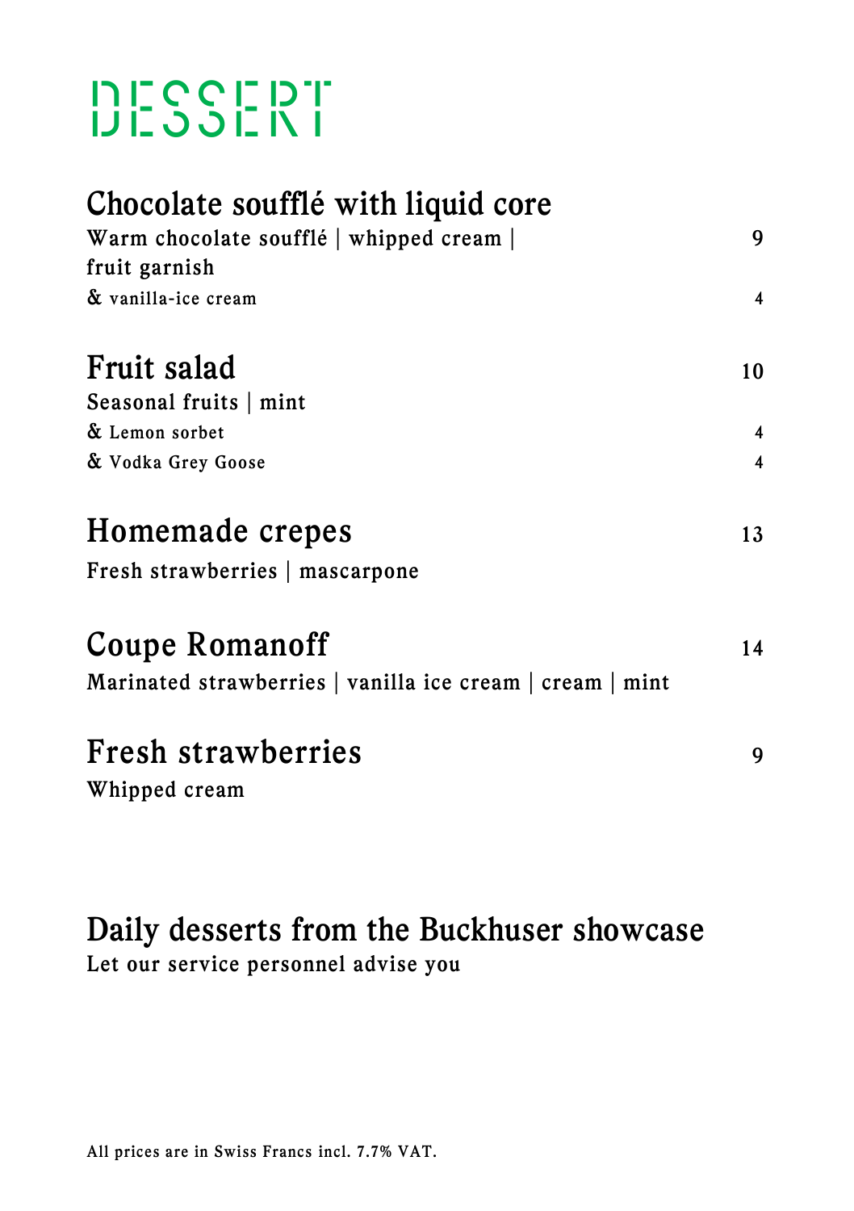# DESSERT

## Chocolate soufflé with liquid core

Warm chocolate soufflé | whipped cream | fruit garnish 9

& vanilla-ice cream 4

## Fruit salad 10

Seasonal fruits | mint

& Lemon sorbet 4

& Vodka Grey Goose 4

## Homemade crepes 13

Fresh strawberries | mascarpone

## Coupe Romanoff 14

Marinated strawberries | vanilla ice cream | cream | mint

## Fresh strawberries 9

Whipped cream

## Daily desserts from the Buckhuser showcase

Let our service personnel advise you

All prices are in Swiss Francs incl. 7.7% VAT.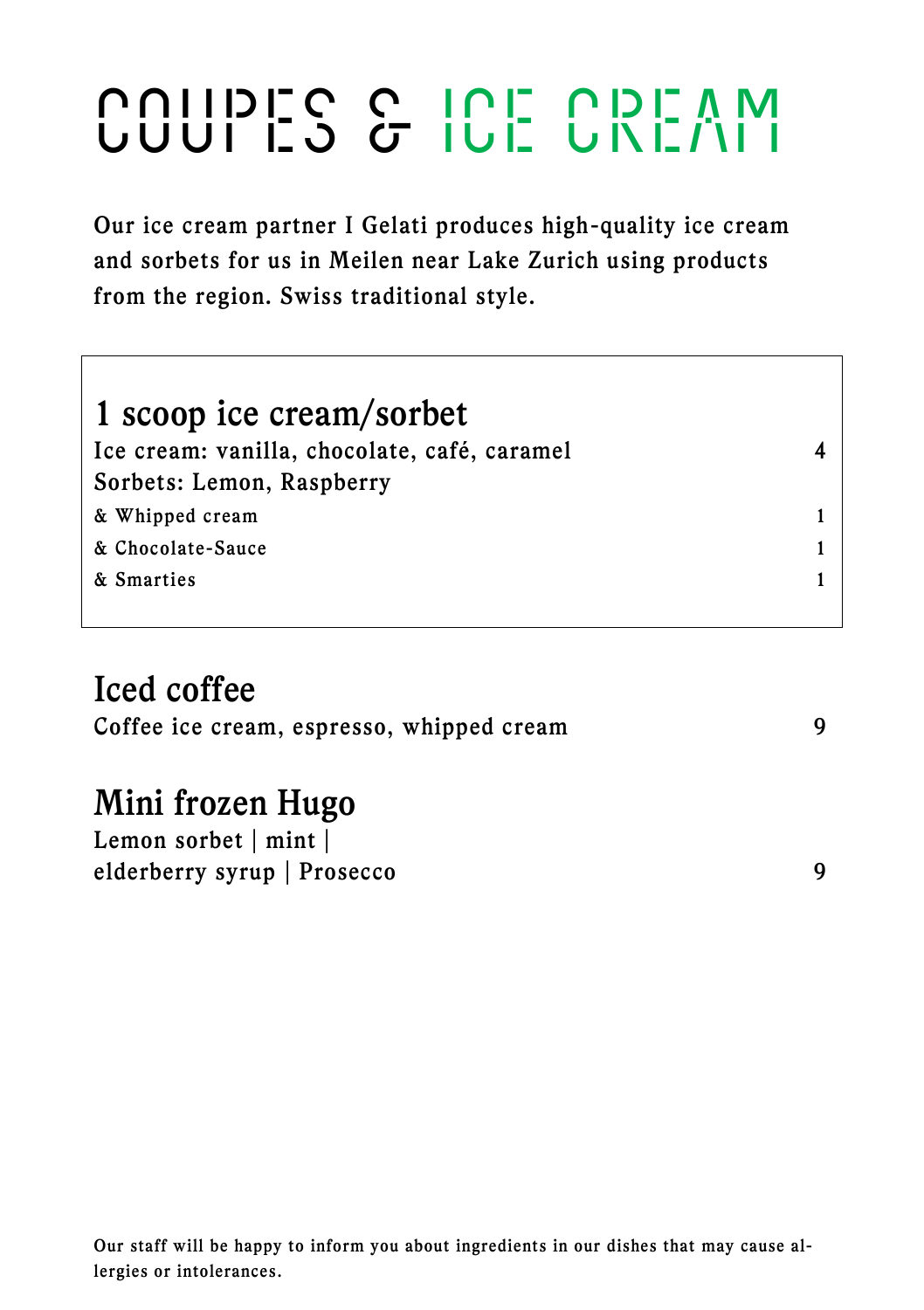# COUPES & ICE CREAM

**Our ice cream partner I Gelati produces high-quality ice cream and sorbets for us in Meilen near Lake Zurich using products from the region. Swiss traditional style.**

## 1 scoop ice cream/sorbet

| | |
|---|---|
| Ice cream: vanilla, chocolate, café, caramel<br>Sorbets: Lemon, Raspberry | 4 |
| & Whipped cream | 1 |
| & Chocolate-Sauce | 1 |
| & Smarties | 1 |

## Iced coffee

Coffee ice cream, espresso, whipped cream — 9

## Mini frozen Hugo

Lemon sorbet | mint | elderberry syrup | Prosecco — 9

Our staff will be happy to inform you about ingredients in our dishes that may cause allergies or intolerances.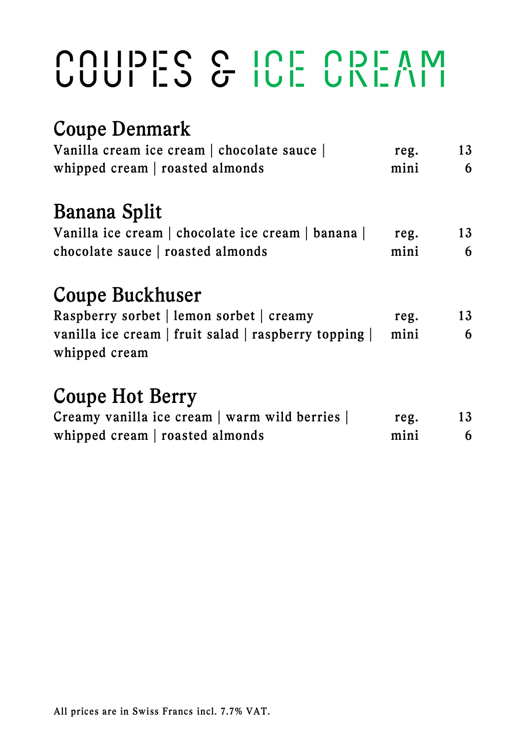# COUPES & ICE CREAM

## Coupe Denmark

| | | |
|---|---|---|
| Vanilla cream ice cream \| chocolate sauce \| whipped cream \| roasted almonds | reg. | 13 |
| | mini | 6 |

## Banana Split

| | | |
|---|---|---|
| Vanilla ice cream \| chocolate ice cream \| banana \| chocolate sauce \| roasted almonds | reg. | 13 |
| | mini | 6 |

## Coupe Buckhuser

| | | |
|---|---|---|
| Raspberry sorbet \| lemon sorbet \| creamy vanilla ice cream \| fruit salad \| raspberry topping \| whipped cream | reg. | 13 |
| | mini | 6 |

## Coupe Hot Berry

| | | |
|---|---|---|
| Creamy vanilla ice cream \| warm wild berries \| whipped cream \| roasted almonds | reg. | 13 |
| | mini | 6 |

All prices are in Swiss Francs incl. 7.7% VAT.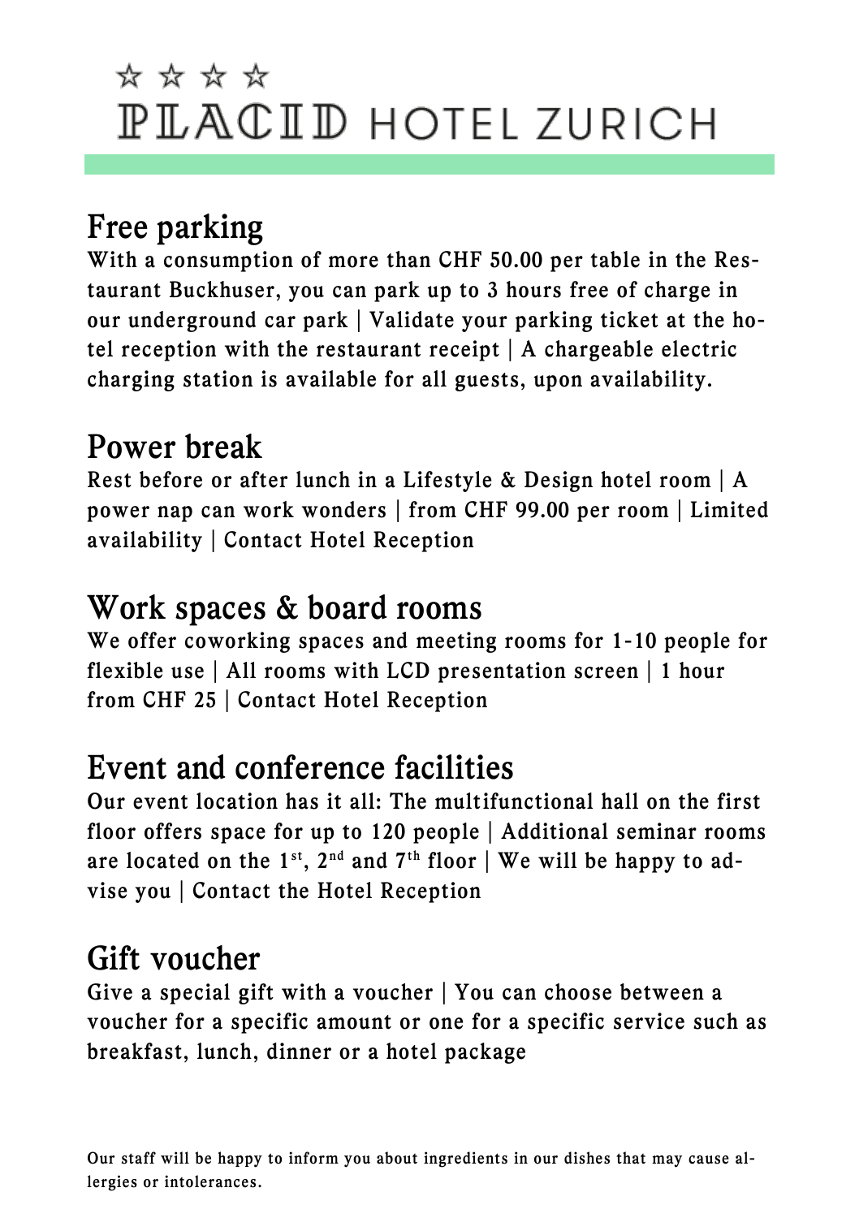☆ ☆ ☆ ☆

# PLACID HOTEL ZURICH

## Free parking

With a consumption of more than CHF 50.00 per table in the Restaurant Buckhuser, you can park up to 3 hours free of charge in our underground car park | Validate your parking ticket at the hotel reception with the restaurant receipt | A chargeable electric charging station is available for all guests, upon availability.

## Power break

Rest before or after lunch in a Lifestyle & Design hotel room | A power nap can work wonders | from CHF 99.00 per room | Limited availability | Contact Hotel Reception

## Work spaces & board rooms

We offer coworking spaces and meeting rooms for 1-10 people for flexible use | All rooms with LCD presentation screen | 1 hour from CHF 25 | Contact Hotel Reception

## Event and conference facilities

Our event location has it all: The multifunctional hall on the first floor offers space for up to 120 people | Additional seminar rooms are located on the 1st, 2nd and 7th floor | We will be happy to advise you | Contact the Hotel Reception

## Gift voucher

Give a special gift with a voucher | You can choose between a voucher for a specific amount or one for a specific service such as breakfast, lunch, dinner or a hotel package

Our staff will be happy to inform you about ingredients in our dishes that may cause allergies or intolerances.